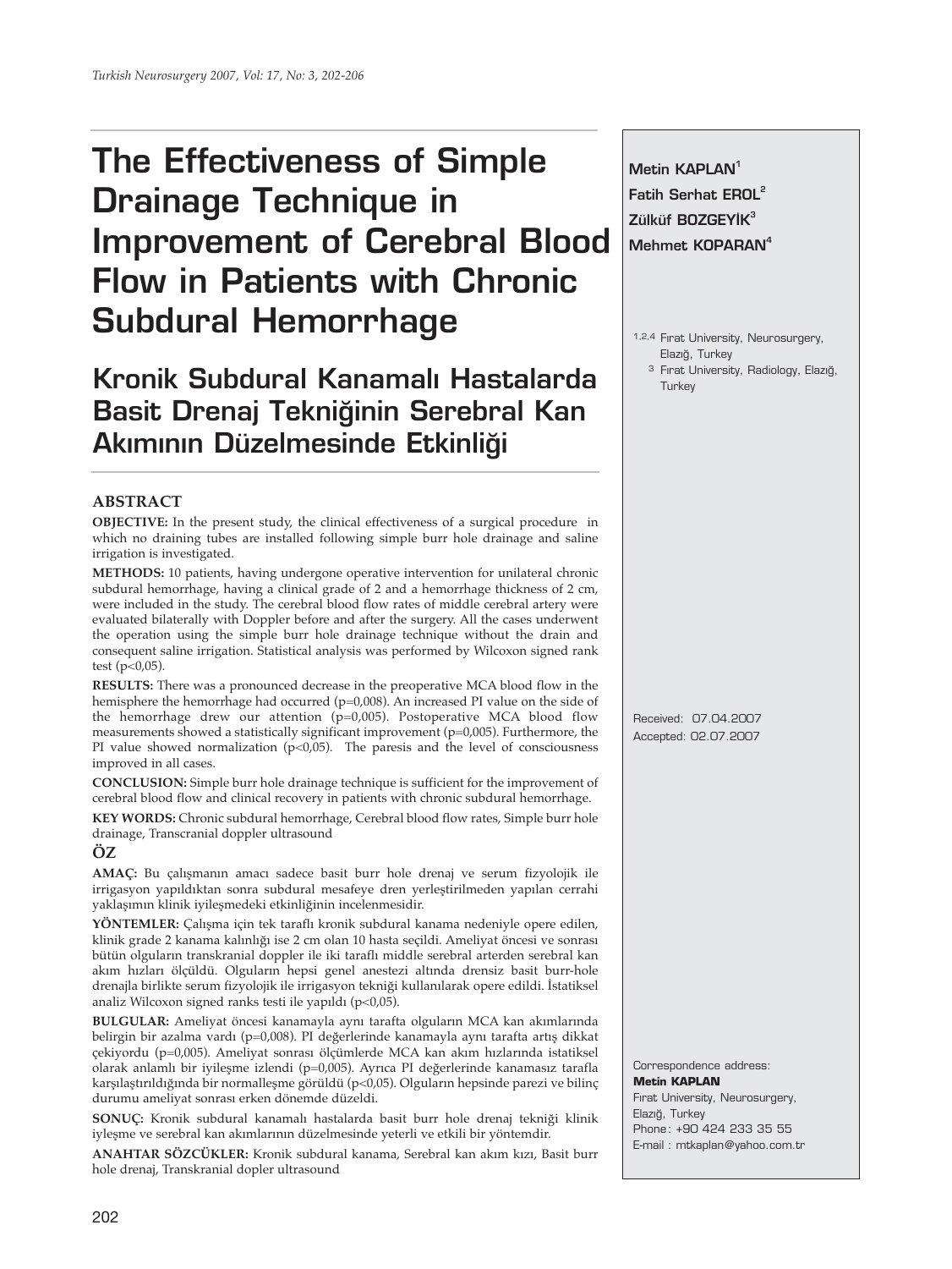# The Effectiveness of Simple Drainage Technique in Improvement of Cerebral Blood Flow in Patients with Chronic Subdural Hemorrhage

## Kronik Subdural Kanamalı Hastalarda Basit Drenaj Tekniğinin Serebral Kan Akımının Düzelmesinde Etkinliği

**Metin KAPLAN**[1]
**Fatih Serhat EROL**[2]
**Zülküf BOZGEYİK**[3]
**Mehmet KOPARAN**[4]

[1,2,4] Fırat University, Neurosurgery, Elazığ, Turkey
[3] Fırat University, Radiology, Elazığ, Turkey

Received: 07.04.2007
Accepted: 02.07.2007

### ABSTRACT

**OBJECTIVE:** In the present study, the clinical effectiveness of a surgical procedure in which no draining tubes are installed following simple burr hole drainage and saline irrigation is investigated.

**METHODS:** 10 patients, having undergone operative intervention for unilateral chronic subdural hemorrhage, having a clinical grade of 2 and a hemorrhage thickness of 2 cm, were included in the study. The cerebral blood flow rates of middle cerebral artery were evaluated bilaterally with Doppler before and after the surgery. All the cases underwent the operation using the simple burr hole drainage technique without the drain and consequent saline irrigation. Statistical analysis was performed by Wilcoxon signed rank test ($p<0,05$).

**RESULTS:** There was a pronounced decrease in the preoperative MCA blood flow in the hemisphere the hemorrhage had occurred ($p=0,008$). An increased PI value on the side of the hemorrhage drew our attention ($p=0,005$). Postoperative MCA blood flow measurements showed a statistically significant improvement ($p=0,005$). Furthermore, the PI value showed normalization ($p<0,05$). The paresis and the level of consciousness improved in all cases.

**CONCLUSION:** Simple burr hole drainage technique is sufficient for the improvement of cerebral blood flow and clinical recovery in patients with chronic subdural hemorrhage.

**KEY WORDS:** Chronic subdural hemorrhage, Cerebral blood flow rates, Simple burr hole drainage, Transcranial doppler ultrasound

### ÖZ

**AMAÇ:** Bu çalışmanın amacı sadece basit burr hole drenaj ve serum fizyolojik ile irrigasyon yapıldıktan sonra subdural mesafeye dren yerleştirilmeden yapılan cerrahi yaklaşımın klinik iyileşmedeki etkinliğinin incelenmesidir.

**YÖNTEMLER:** Çalışma için tek taraflı kronik subdural kanama nedeniyle opere edilen, klinik grade 2 kanama kalınlığı ise 2 cm olan 10 hasta seçildi. Ameliyat öncesi ve sonrası bütün olguların transkranial doppler ile iki taraflı middle serebral arterden serebral kan akım hızları ölçüldü. Olguların hepsi genel anestezi altında drensiz basit burr-hole drenajla birlikte serum fizyolojik ile irrigasyon tekniği kullanılarak opere edildi. İstatiksel analiz Wilcoxon signed ranks testi ile yapıldı ($p<0,05$).

**BULGULAR:** Ameliyat öncesi kanamayla aynı tarafta olguların MCA kan akımlarında belirgin bir azalma vardı ($p=0,008$). PI değerlerinde kanamayla aynı tarafta artış dikkat çekiyordu ($p=0,005$). Ameliyat sonrası ölçümlerde MCA kan akım hızlarında istatiksel olarak anlamlı bir iyileşme izlendi ($p=0,005$). Ayrıca PI değerlerinde kanamasız tarafla karşılaştırıldığında bir normalleşme görüldü ($p<0,05$). Olguların hepsinde parezi ve bilinç durumu ameliyat sonrası erken dönemde düzeldi.

**SONUÇ:** Kronik subdural kanamalı hastalarda basit burr hole drenaj tekniği klinik iyleşme ve serebral kan akımlarının düzelmesinde yeterli ve etkili bir yöntemdir.

**ANAHTAR SÖZCÜKLER:** Kronik subdural kanama, Serebral kan akım kızı, Basit burr hole drenaj, Transkranial dopler ultrasound

Correspondence address:
**Metin KAPLAN**
Fırat University, Neurosurgery,
Elazığ, Turkey
Phone: +90 424 233 35 55
E-mail : mtkaplan@yahoo.com.tr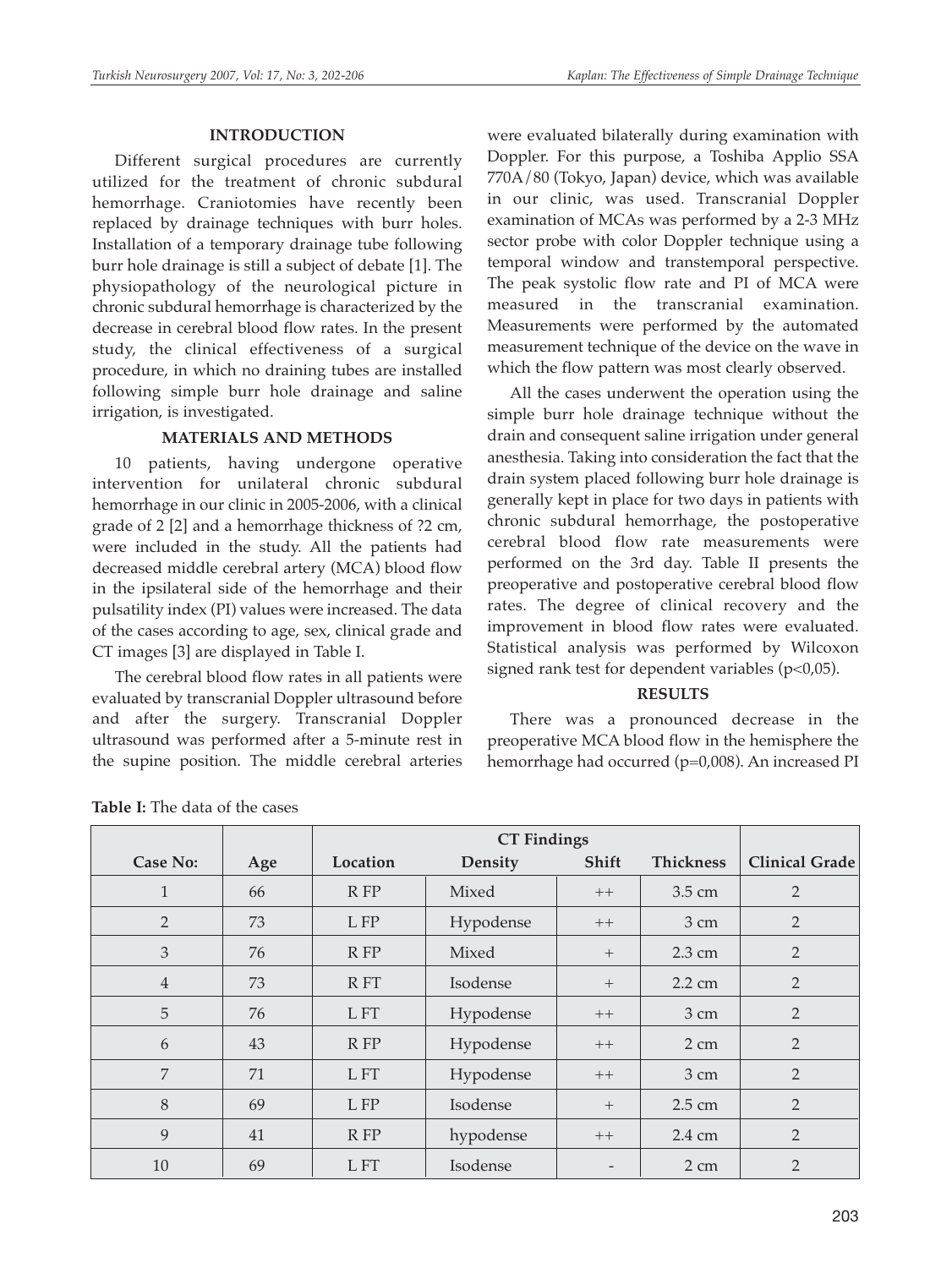## INTRODUCTION

Different surgical procedures are currently utilized for the treatment of chronic subdural hemorrhage. Craniotomies have recently been replaced by drainage techniques with burr holes. Installation of a temporary drainage tube following burr hole drainage is still a subject of debate [1]. The physiopathology of the neurological picture in chronic subdural hemorrhage is characterized by the decrease in cerebral blood flow rates. In the present study, the clinical effectiveness of a surgical procedure, in which no draining tubes are installed following simple burr hole drainage and saline irrigation, is investigated.

## MATERIALS AND METHODS

10 patients, having undergone operative intervention for unilateral chronic subdural hemorrhage in our clinic in 2005-2006, with a clinical grade of 2 [2] and a hemorrhage thickness of ?2 cm, were included in the study. All the patients had decreased middle cerebral artery (MCA) blood flow in the ipsilateral side of the hemorrhage and their pulsatility index (PI) values were increased. The data of the cases according to age, sex, clinical grade and CT images [3] are displayed in Table I.

The cerebral blood flow rates in all patients were evaluated by transcranial Doppler ultrasound before and after the surgery. Transcranial Doppler ultrasound was performed after a 5-minute rest in the supine position. The middle cerebral arteries were evaluated bilaterally during examination with Doppler. For this purpose, a Toshiba Applio SSA 770A/80 (Tokyo, Japan) device, which was available in our clinic, was used. Transcranial Doppler examination of MCAs was performed by a 2-3 MHz sector probe with color Doppler technique using a temporal window and transtemporal perspective. The peak systolic flow rate and PI of MCA were measured in the transcranial examination. Measurements were performed by the automated measurement technique of the device on the wave in which the flow pattern was most clearly observed.

All the cases underwent the operation using the simple burr hole drainage technique without the drain and consequent saline irrigation under general anesthesia. Taking into consideration the fact that the drain system placed following burr hole drainage is generally kept in place for two days in patients with chronic subdural hemorrhage, the postoperative cerebral blood flow rate measurements were performed on the 3rd day. Table II presents the preoperative and postoperative cerebral blood flow rates. The degree of clinical recovery and the improvement in blood flow rates were evaluated. Statistical analysis was performed by Wilcoxon signed rank test for dependent variables ($p<0,05$).

## RESULTS

There was a pronounced decrease in the preoperative MCA blood flow in the hemisphere the hemorrhage had occurred ($p=0,008$). An increased PI

**Table I:** The data of the cases

| | | CT Findings | | | | |
|---|---|---|---|---|---|---|
| Case No: | Age | Location | Density | Shift | Thickness | Clinical Grade |
| 1 | 66 | R FP | Mixed | ++ | 3.5 cm | 2 |
| 2 | 73 | L FP | Hypodense | ++ | 3 cm | 2 |
| 3 | 76 | R FP | Mixed | + | 2.3 cm | 2 |
| 4 | 73 | R FT | Isodense | + | 2.2 cm | 2 |
| 5 | 76 | L FT | Hypodense | ++ | 3 cm | 2 |
| 6 | 43 | R FP | Hypodense | ++ | 2 cm | 2 |
| 7 | 71 | L FT | Hypodense | ++ | 3 cm | 2 |
| 8 | 69 | L FP | Isodense | + | 2.5 cm | 2 |
| 9 | 41 | R FP | hypodense | ++ | 2.4 cm | 2 |
| 10 | 69 | L FT | Isodense | - | 2 cm | 2 |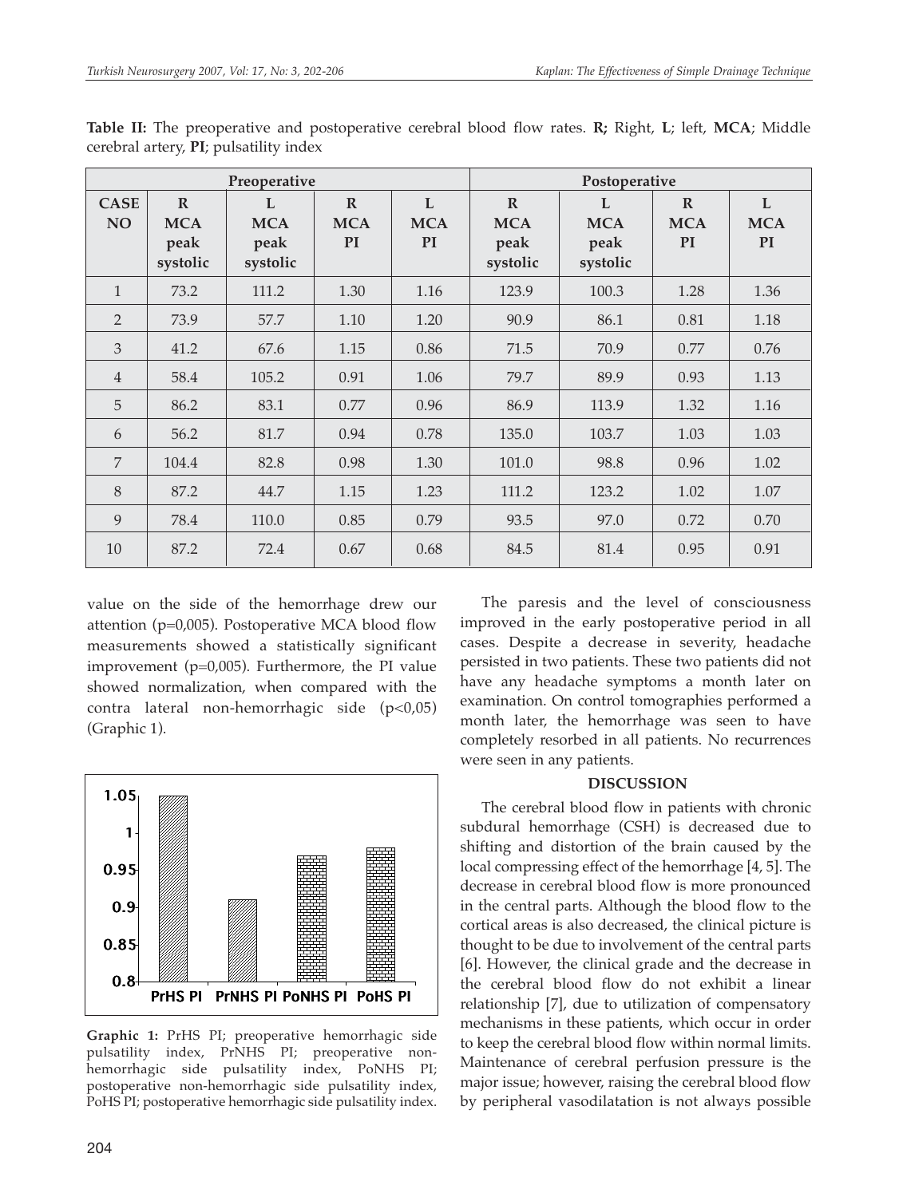**Table II:** The preoperative and postoperative cerebral blood flow rates. **R;** Right, **L**; left, **MCA**; Middle cerebral artery, **PI**; pulsatility index

| | Preoperative | | | | Postoperative | | | |
|---|---|---|---|---|---|---|---|---|
| **CASE NO** | **R MCA peak systolic** | **L MCA peak systolic** | **R MCA PI** | **L MCA PI** | **R MCA peak systolic** | **L MCA peak systolic** | **R MCA PI** | **L MCA PI** |
| 1 | 73.2 | 111.2 | 1.30 | 1.16 | 123.9 | 100.3 | 1.28 | 1.36 |
| 2 | 73.9 | 57.7 | 1.10 | 1.20 | 90.9 | 86.1 | 0.81 | 1.18 |
| 3 | 41.2 | 67.6 | 1.15 | 0.86 | 71.5 | 70.9 | 0.77 | 0.76 |
| 4 | 58.4 | 105.2 | 0.91 | 1.06 | 79.7 | 89.9 | 0.93 | 1.13 |
| 5 | 86.2 | 83.1 | 0.77 | 0.96 | 86.9 | 113.9 | 1.32 | 1.16 |
| 6 | 56.2 | 81.7 | 0.94 | 0.78 | 135.0 | 103.7 | 1.03 | 1.03 |
| 7 | 104.4 | 82.8 | 0.98 | 1.30 | 101.0 | 98.8 | 0.96 | 1.02 |
| 8 | 87.2 | 44.7 | 1.15 | 1.23 | 111.2 | 123.2 | 1.02 | 1.07 |
| 9 | 78.4 | 110.0 | 0.85 | 0.79 | 93.5 | 97.0 | 0.72 | 0.70 |
| 10 | 87.2 | 72.4 | 0.67 | 0.68 | 84.5 | 81.4 | 0.95 | 0.91 |

value on the side of the hemorrhage drew our attention (p=0,005). Postoperative MCA blood flow measurements showed a statistically significant improvement (p=0,005). Furthermore, the PI value showed normalization, when compared with the contra lateral non-hemorrhagic side (p<0,05) (Graphic 1).

**Graphic 1:** PrHS PI; preoperative hemorrhagic side pulsatility index, PrNHS PI; preoperative non-hemorrhagic side pulsatility index, PoNHS PI; postoperative non-hemorrhagic side pulsatility index, PoHS PI; postoperative hemorrhagic side pulsatility index.

The paresis and the level of consciousness improved in the early postoperative period in all cases. Despite a decrease in severity, headache persisted in two patients. These two patients did not have any headache symptoms a month later on examination. On control tomographies performed a month later, the hemorrhage was seen to have completely resorbed in all patients. No recurrences were seen in any patients.

## DISCUSSION

The cerebral blood flow in patients with chronic subdural hemorrhage (CSH) is decreased due to shifting and distortion of the brain caused by the local compressing effect of the hemorrhage [4, 5]. The decrease in cerebral blood flow is more pronounced in the central parts. Although the blood flow to the cortical areas is also decreased, the clinical picture is thought to be due to involvement of the central parts [6]. However, the clinical grade and the decrease in the cerebral blood flow do not exhibit a linear relationship [7], due to utilization of compensatory mechanisms in these patients, which occur in order to keep the cerebral blood flow within normal limits. Maintenance of cerebral perfusion pressure is the major issue; however, raising the cerebral blood flow by peripheral vasodilatation is not always possible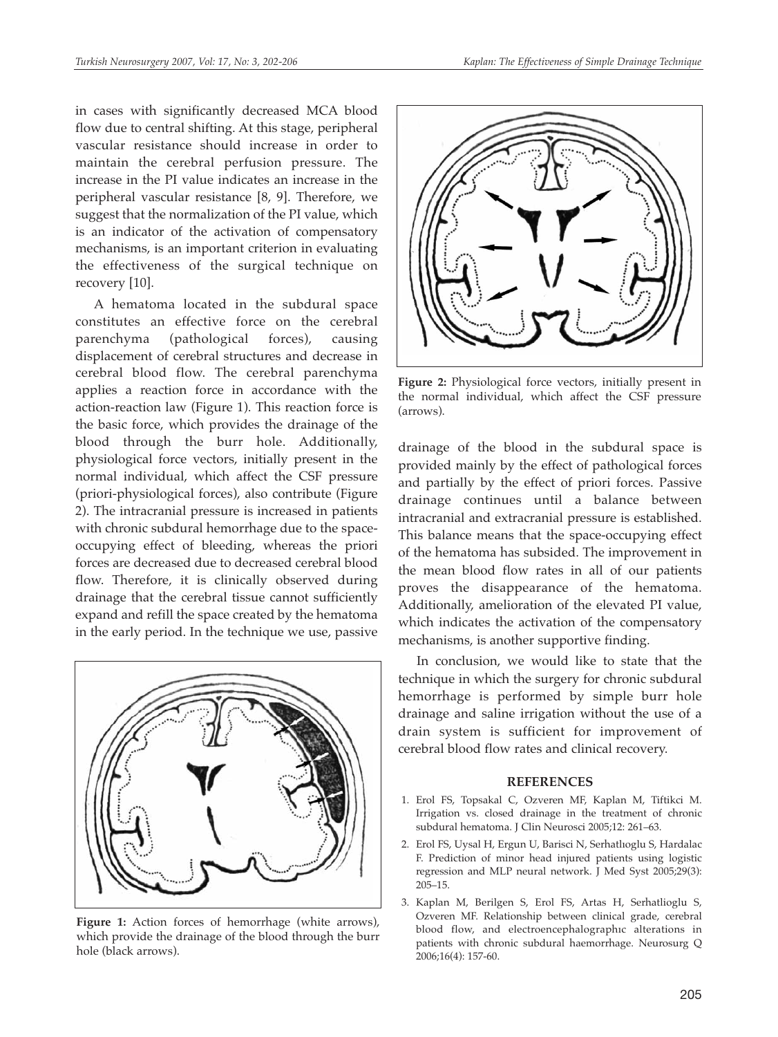in cases with significantly decreased MCA blood flow due to central shifting. At this stage, peripheral vascular resistance should increase in order to maintain the cerebral perfusion pressure. The increase in the PI value indicates an increase in the peripheral vascular resistance [8, 9]. Therefore, we suggest that the normalization of the PI value, which is an indicator of the activation of compensatory mechanisms, is an important criterion in evaluating the effectiveness of the surgical technique on recovery [10].

A hematoma located in the subdural space constitutes an effective force on the cerebral parenchyma (pathological forces), causing displacement of cerebral structures and decrease in cerebral blood flow. The cerebral parenchyma applies a reaction force in accordance with the action-reaction law (Figure 1). This reaction force is the basic force, which provides the drainage of the blood through the burr hole. Additionally, physiological force vectors, initially present in the normal individual, which affect the CSF pressure (priori-physiological forces), also contribute (Figure 2). The intracranial pressure is increased in patients with chronic subdural hemorrhage due to the space-occupying effect of bleeding, whereas the priori forces are decreased due to decreased cerebral blood flow. Therefore, it is clinically observed during drainage that the cerebral tissue cannot sufficiently expand and refill the space created by the hematoma in the early period. In the technique we use, passive drainage of the blood in the subdural space is provided mainly by the effect of pathological forces and partially by the effect of priori forces. Passive drainage continues until a balance between intracranial and extracranial pressure is established. This balance means that the space-occupying effect of the hematoma has subsided. The improvement in the mean blood flow rates in all of our patients proves the disappearance of the hematoma. Additionally, amelioration of the elevated PI value, which indicates the activation of the compensatory mechanisms, is another supportive finding.

**Figure 1:** Action forces of hemorrhage (white arrows), which provide the drainage of the blood through the burr hole (black arrows).

**Figure 2:** Physiological force vectors, initially present in the normal individual, which affect the CSF pressure (arrows).

In conclusion, we would like to state that the technique in which the surgery for chronic subdural hemorrhage is performed by simple burr hole drainage and saline irrigation without the use of a drain system is sufficient for improvement of cerebral blood flow rates and clinical recovery.

## REFERENCES

1. Erol FS, Topsakal C, Ozveren MF, Kaplan M, Tiftikci M. Irrigation vs. closed drainage in the treatment of chronic subdural hematoma. J Clin Neurosci 2005;12: 261–63.
2. Erol FS, Uysal H, Ergun U, Barisci N, Serhatlıoglu S, Hardalac F. Prediction of minor head injured patients using logistic regression and MLP neural network. J Med Syst 2005;29(3): 205–15.
3. Kaplan M, Berilgen S, Erol FS, Artas H, Serhatlioglu S, Ozveren MF. Relationship between clinical grade, cerebral blood flow, and electroencephalographıc alterations in patients with chronic subdural haemorrhage. Neurosurg Q 2006;16(4): 157-60.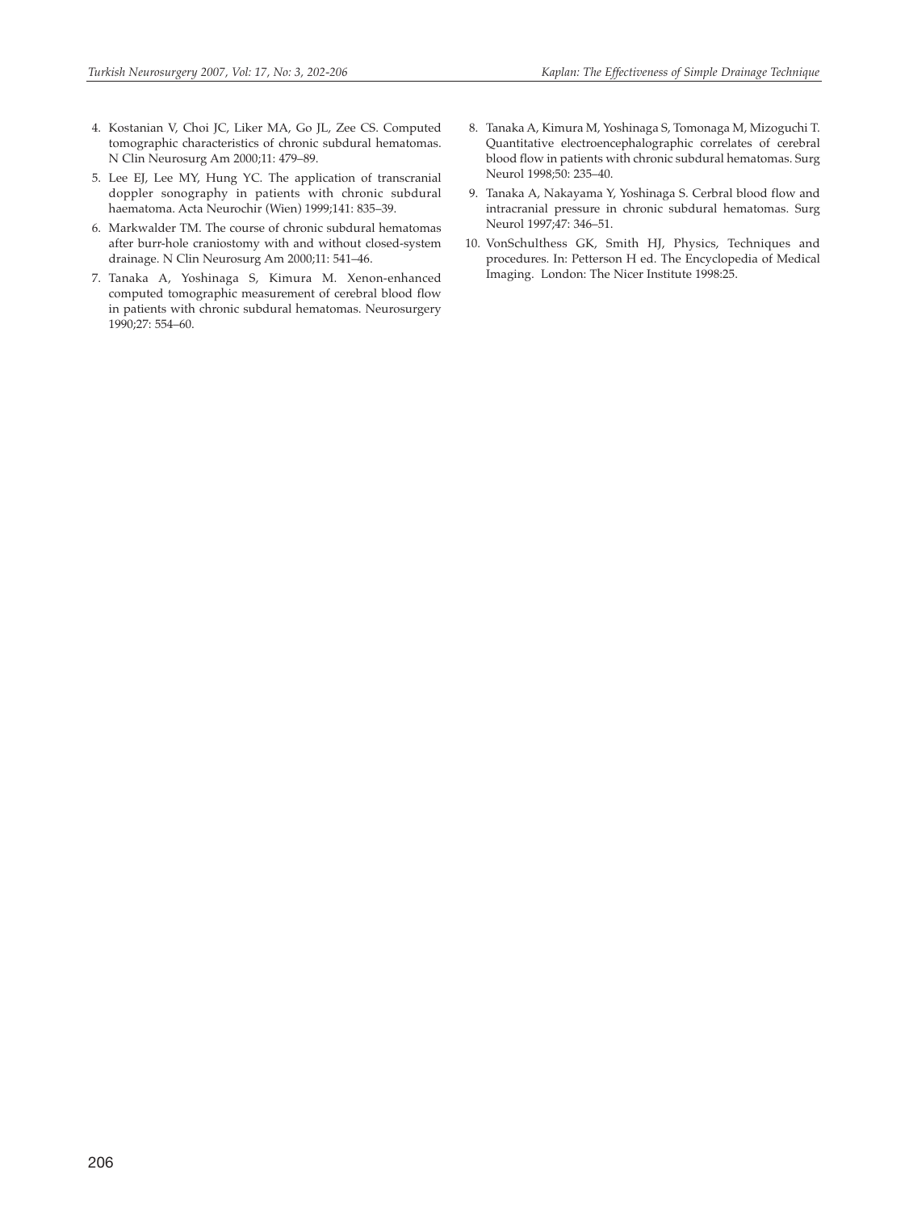4. Kostanian V, Choi JC, Liker MA, Go JL, Zee CS. Computed tomographic characteristics of chronic subdural hematomas. N Clin Neurosurg Am 2000;11: 479–89.
5. Lee EJ, Lee MY, Hung YC. The application of transcranial doppler sonography in patients with chronic subdural haematoma. Acta Neurochir (Wien) 1999;141: 835–39.
6. Markwalder TM. The course of chronic subdural hematomas after burr-hole craniostomy with and without closed-system drainage. N Clin Neurosurg Am 2000;11: 541–46.
7. Tanaka A, Yoshinaga S, Kimura M. Xenon-enhanced computed tomographic measurement of cerebral blood flow in patients with chronic subdural hematomas. Neurosurgery 1990;27: 554–60.
8. Tanaka A, Kimura M, Yoshinaga S, Tomonaga M, Mizoguchi T. Quantitative electroencephalographic correlates of cerebral blood flow in patients with chronic subdural hematomas. Surg Neurol 1998;50: 235–40.
9. Tanaka A, Nakayama Y, Yoshinaga S. Cerbral blood flow and intracranial pressure in chronic subdural hematomas. Surg Neurol 1997;47: 346–51.
10. VonSchulthess GK, Smith HJ, Physics, Techniques and procedures. In: Petterson H ed. The Encyclopedia of Medical Imaging. London: The Nicer Institute 1998:25.